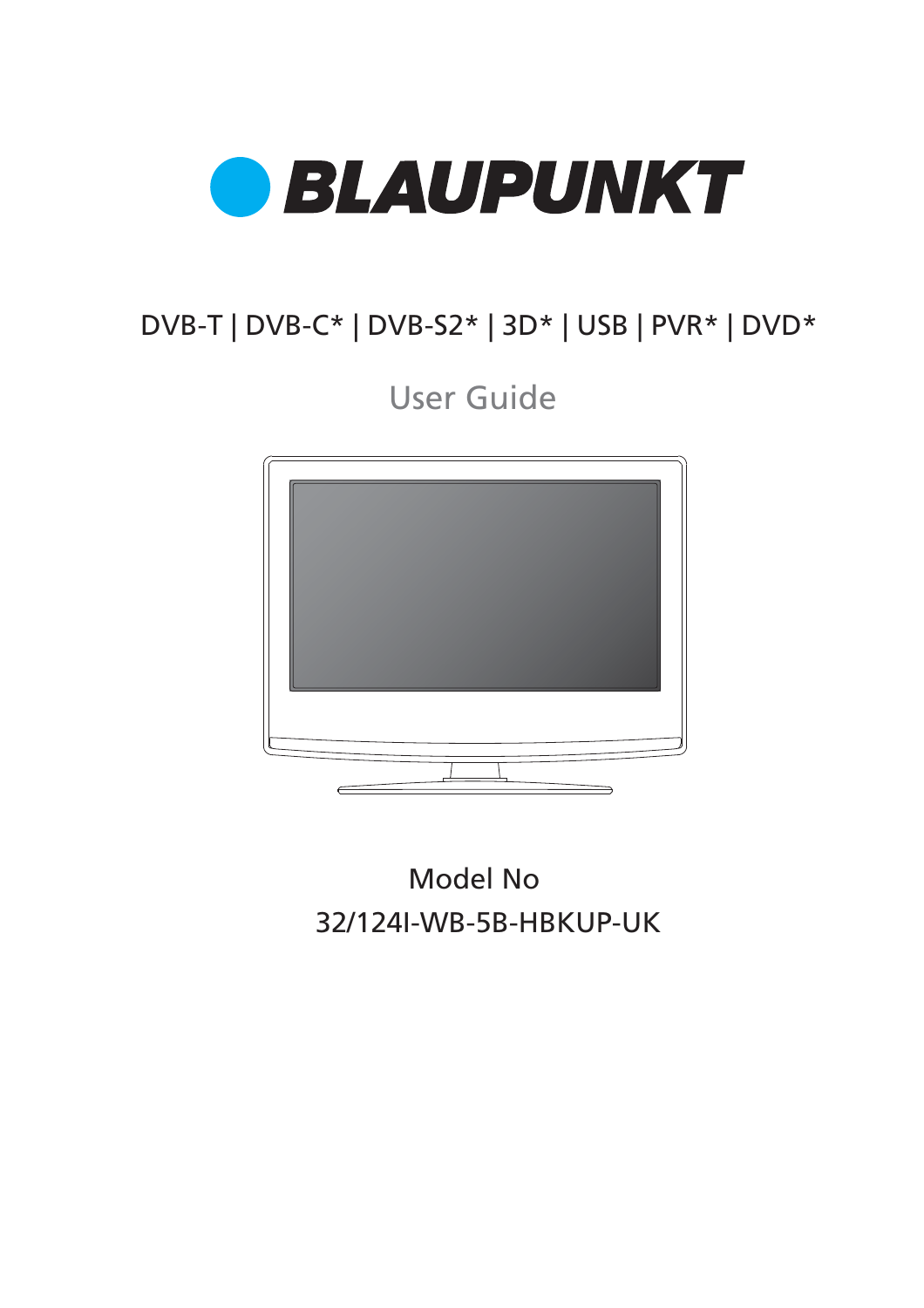# BLAUPUNKT

DVB-T | DVB-C* | DVB-S2* | 3D* | USB | PVR* | DVD*

## User Guide

Model No

32/124I-WB-5B-HBKUP-UK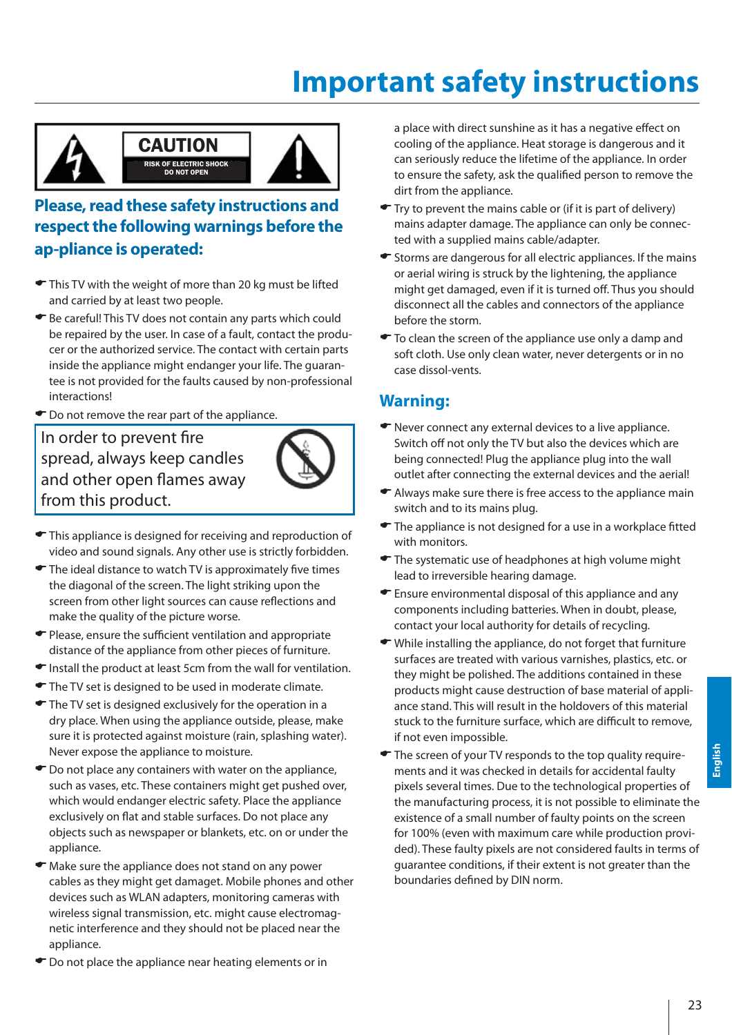# Important safety instructions

CAUTION
RISK OF ELECTRIC SHOCK
DO NOT OPEN

## Please, read these safety instructions and respect the following warnings before the ap-pliance is operated:

- This TV with the weight of more than 20 kg must be lifted and carried by at least two people.
- Be careful! This TV does not contain any parts which could be repaired by the user. In case of a fault, contact the producer or the authorized service. The contact with certain parts inside the appliance might endanger your life. The guarantee is not provided for the faults caused by non-professional interactions!
- Do not remove the rear part of the appliance.

In order to prevent fire spread, always keep candles and other open flames away from this product.

- This appliance is designed for receiving and reproduction of video and sound signals. Any other use is strictly forbidden.
- The ideal distance to watch TV is approximately five times the diagonal of the screen. The light striking upon the screen from other light sources can cause reflections and make the quality of the picture worse.
- Please, ensure the sufficient ventilation and appropriate distance of the appliance from other pieces of furniture.
- Install the product at least 5cm from the wall for ventilation.
- The TV set is designed to be used in moderate climate.
- The TV set is designed exclusively for the operation in a dry place. When using the appliance outside, please, make sure it is protected against moisture (rain, splashing water). Never expose the appliance to moisture.
- Do not place any containers with water on the appliance, such as vases, etc. These containers might get pushed over, which would endanger electric safety. Place the appliance exclusively on flat and stable surfaces. Do not place any objects such as newspaper or blankets, etc. on or under the appliance.
- Make sure the appliance does not stand on any power cables as they might get damaget. Mobile phones and other devices such as WLAN adapters, monitoring cameras with wireless signal transmission, etc. might cause electromagnetic interference and they should not be placed near the appliance.
- Do not place the appliance near heating elements or in a place with direct sunshine as it has a negative effect on cooling of the appliance. Heat storage is dangerous and it can seriously reduce the lifetime of the appliance. In order to ensure the safety, ask the qualified person to remove the dirt from the appliance.
- Try to prevent the mains cable or (if it is part of delivery) mains adapter damage. The appliance can only be connected with a supplied mains cable/adapter.
- Storms are dangerous for all electric appliances. If the mains or aerial wiring is struck by the lightening, the appliance might get damaged, even if it is turned off. Thus you should disconnect all the cables and connectors of the appliance before the storm.
- To clean the screen of the appliance use only a damp and soft cloth. Use only clean water, never detergents or in no case dissol-vents.

## Warning:

- Never connect any external devices to a live appliance. Switch off not only the TV but also the devices which are being connected! Plug the appliance plug into the wall outlet after connecting the external devices and the aerial!
- Always make sure there is free access to the appliance main switch and to its mains plug.
- The appliance is not designed for a use in a workplace fitted with monitors.
- The systematic use of headphones at high volume might lead to irreversible hearing damage.
- Ensure environmental disposal of this appliance and any components including batteries. When in doubt, please, contact your local authority for details of recycling.
- While installing the appliance, do not forget that furniture surfaces are treated with various varnishes, plastics, etc. or they might be polished. The additions contained in these products might cause destruction of base material of appliance stand. This will result in the holdovers of this material stuck to the furniture surface, which are difficult to remove, if not even impossible.
- The screen of your TV responds to the top quality requirements and it was checked in details for accidental faulty pixels several times. Due to the technological properties of the manufacturing process, it is not possible to eliminate the existence of a small number of faulty points on the screen for 100% (even with maximum care while production provided). These faulty pixels are not considered faults in terms of guarantee conditions, if their extent is not greater than the boundaries defined by DIN norm.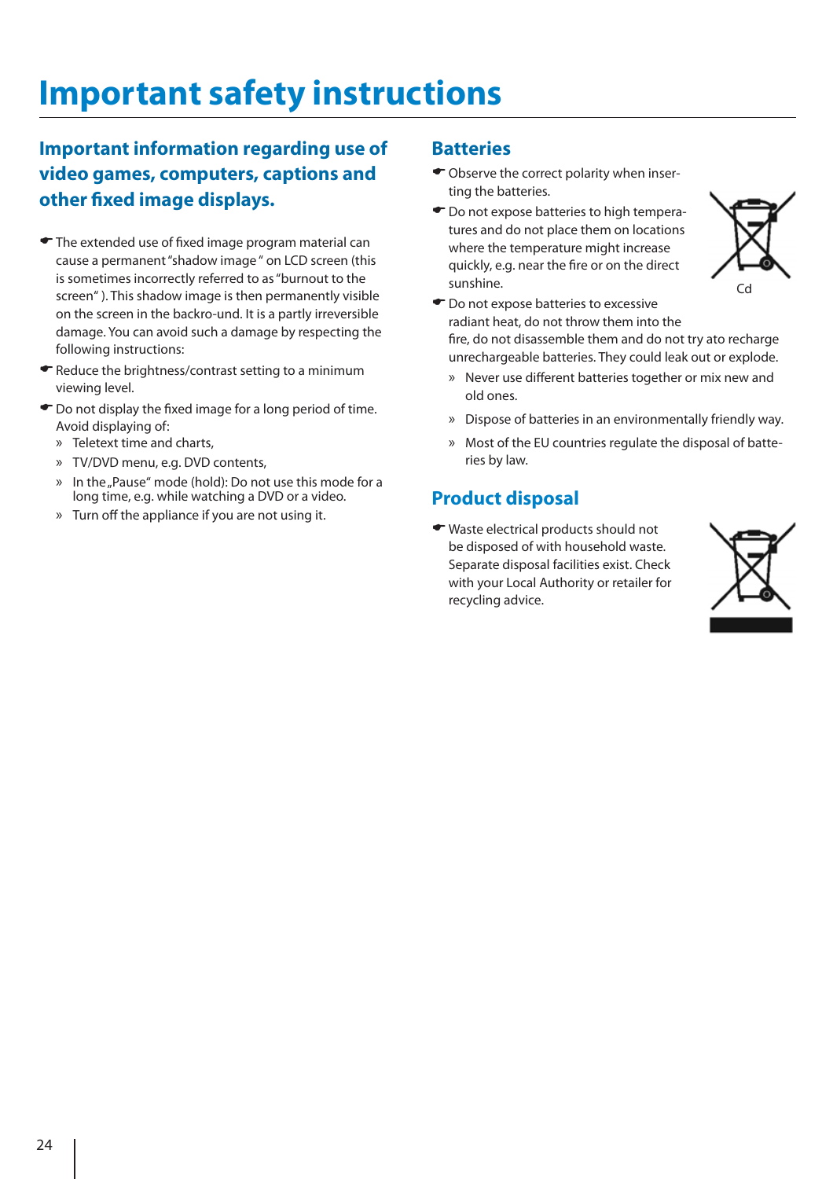# Important safety instructions

## Important information regarding use of video games, computers, captions and other fixed image displays.

- The extended use of fixed image program material can cause a permanent "shadow image " on LCD screen (this is sometimes incorrectly referred to as "burnout to the screen" ). This shadow image is then permanently visible on the screen in the backro-und. It is a partly irreversible damage. You can avoid such a damage by respecting the following instructions:
- Reduce the brightness/contrast setting to a minimum viewing level.
- Do not display the fixed image for a long period of time. Avoid displaying of:
  - » Teletext time and charts,
  - » TV/DVD menu, e.g. DVD contents,
  - » In the „Pause" mode (hold): Do not use this mode for a long time, e.g. while watching a DVD or a video.
  - » Turn off the appliance if you are not using it.

## Batteries

- Observe the correct polarity when inserting the batteries.
- Do not expose batteries to high temperatures and do not place them on locations where the temperature might increase quickly, e.g. near the fire or on the direct sunshine.
- Do not expose batteries to excessive radiant heat, do not throw them into the fire, do not disassemble them and do not try ato recharge unrechargeable batteries. They could leak out or explode.
  - » Never use different batteries together or mix new and old ones.
  - » Dispose of batteries in an environmentally friendly way.
  - » Most of the EU countries regulate the disposal of batteries by law.

Cd

## Product disposal

- Waste electrical products should not be disposed of with household waste. Separate disposal facilities exist. Check with your Local Authority or retailer for recycling advice.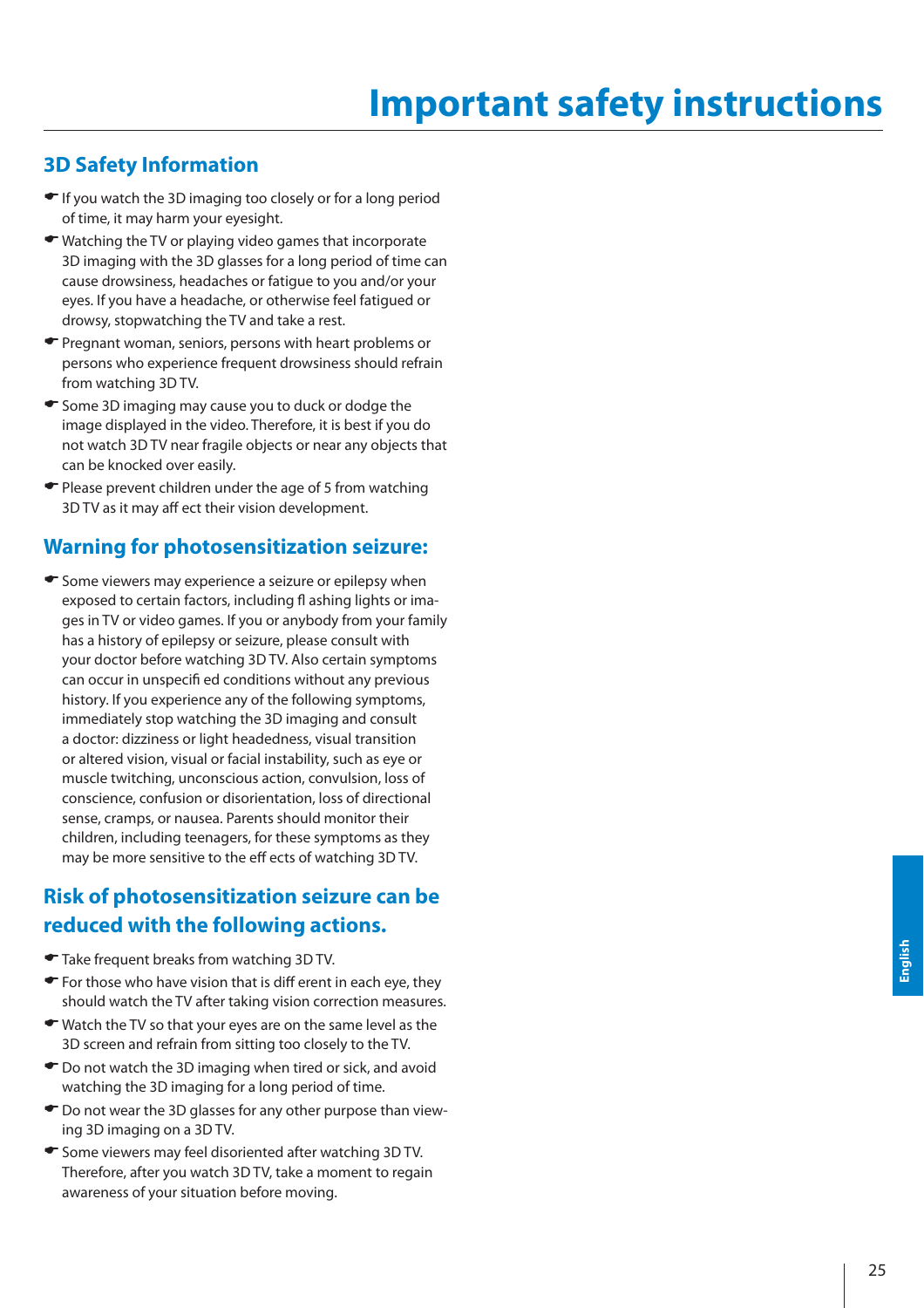# Important safety instructions

## 3D Safety Information

- If you watch the 3D imaging too closely or for a long period of time, it may harm your eyesight.
- Watching the TV or playing video games that incorporate 3D imaging with the 3D glasses for a long period of time can cause drowsiness, headaches or fatigue to you and/or your eyes. If you have a headache, or otherwise feel fatigued or drowsy, stopwatching the TV and take a rest.
- Pregnant woman, seniors, persons with heart problems or persons who experience frequent drowsiness should refrain from watching 3D TV.
- Some 3D imaging may cause you to duck or dodge the image displayed in the video. Therefore, it is best if you do not watch 3D TV near fragile objects or near any objects that can be knocked over easily.
- Please prevent children under the age of 5 from watching 3D TV as it may aff ect their vision development.

## Warning for photosensitization seizure:

- Some viewers may experience a seizure or epilepsy when exposed to certain factors, including fl ashing lights or images in TV or video games. If you or anybody from your family has a history of epilepsy or seizure, please consult with your doctor before watching 3D TV. Also certain symptoms can occur in unspecifi ed conditions without any previous history. If you experience any of the following symptoms, immediately stop watching the 3D imaging and consult a doctor: dizziness or light headedness, visual transition or altered vision, visual or facial instability, such as eye or muscle twitching, unconscious action, convulsion, loss of conscience, confusion or disorientation, loss of directional sense, cramps, or nausea. Parents should monitor their children, including teenagers, for these symptoms as they may be more sensitive to the eff ects of watching 3D TV.

## Risk of photosensitization seizure can be reduced with the following actions.

- Take frequent breaks from watching 3D TV.
- For those who have vision that is diff erent in each eye, they should watch the TV after taking vision correction measures.
- Watch the TV so that your eyes are on the same level as the 3D screen and refrain from sitting too closely to the TV.
- Do not watch the 3D imaging when tired or sick, and avoid watching the 3D imaging for a long period of time.
- Do not wear the 3D glasses for any other purpose than viewing 3D imaging on a 3D TV.
- Some viewers may feel disoriented after watching 3D TV. Therefore, after you watch 3D TV, take a moment to regain awareness of your situation before moving.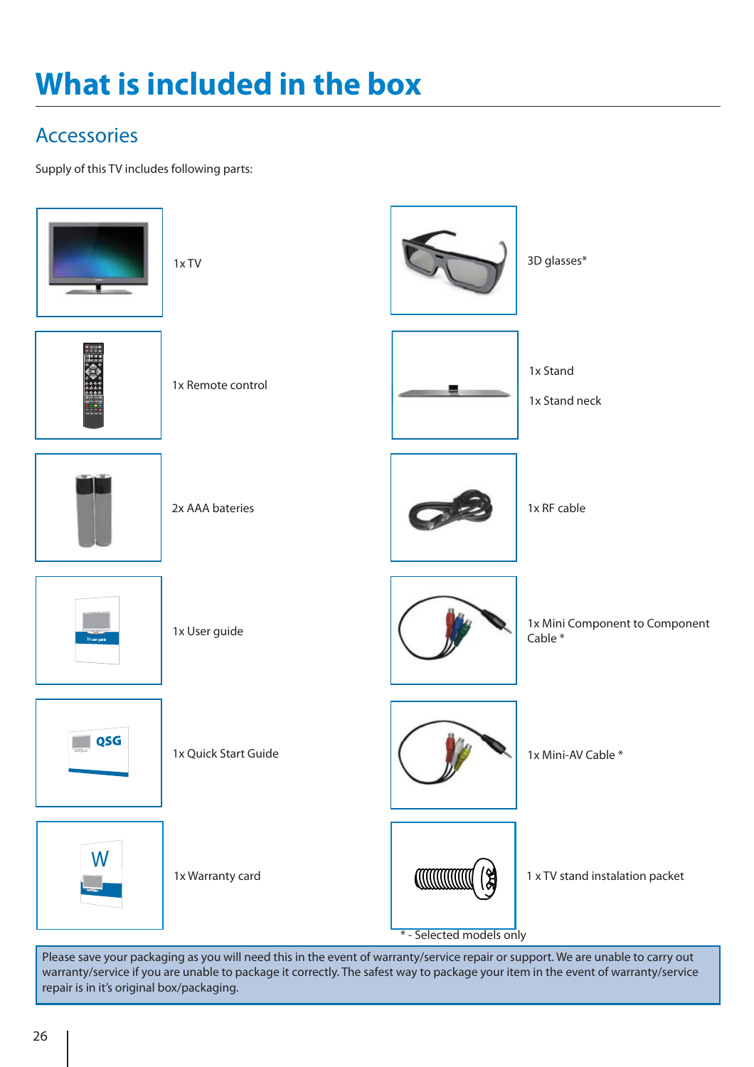# What is included in the box

## Accessories

Supply of this TV includes following parts:

- 1x TV
- 1x Remote control
- 2x AAA bateries
- 1x User guide
- 1x Quick Start Guide
- 1x Warranty card
- 3D glasses*
- 1x Stand
- 1x Stand neck
- 1x RF cable
- 1x Mini Component to Component Cable *
- 1x Mini-AV Cable *
- 1 x TV stand instalation packet

* - Selected models only

Please save your packaging as you will need this in the event of warranty/service repair or support. We are unable to carry out warranty/service if you are unable to package it correctly. The safest way to package your item in the event of warranty/service repair is in it's original box/packaging.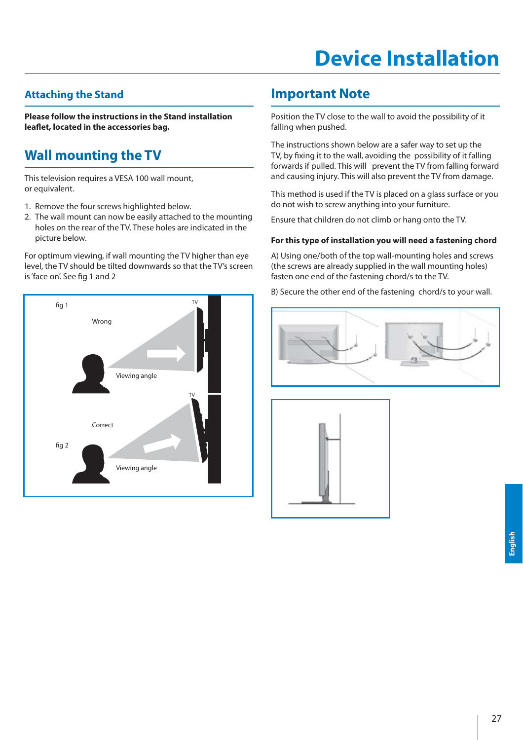# Device Installation

## Attaching the Stand

**Please follow the instructions in the Stand installation leaflet, located in the accessories bag.**

## Wall mounting the TV

This television requires a VESA 100 wall mount, or equivalent.

1. Remove the four screws highlighted below.
2. The wall mount can now be easily attached to the mounting holes on the rear of the TV. These holes are indicated in the picture below.

For optimum viewing, if wall mounting the TV higher than eye level, the TV should be tilted downwards so that the TV's screen is 'face on'. See fig 1 and 2

fig 1

Wrong

Viewing angle

fig 2

Correct

Viewing angle

## Important Note

Position the TV close to the wall to avoid the possibility of it falling when pushed.

The instructions shown below are a safer way to set up the TV, by fixing it to the wall, avoiding the possibility of it falling forwards if pulled. This will prevent the TV from falling forward and causing injury. This will also prevent the TV from damage.

This method is used if the TV is placed on a glass surface or you do not wish to screw anything into your furniture.

Ensure that children do not climb or hang onto the TV.

**For this type of installation you will need a fastening chord**

A) Using one/both of the top wall-mounting holes and screws (the screws are already supplied in the wall mounting holes) fasten one end of the fastening chord/s to the TV.

B) Secure the other end of the fastening chord/s to your wall.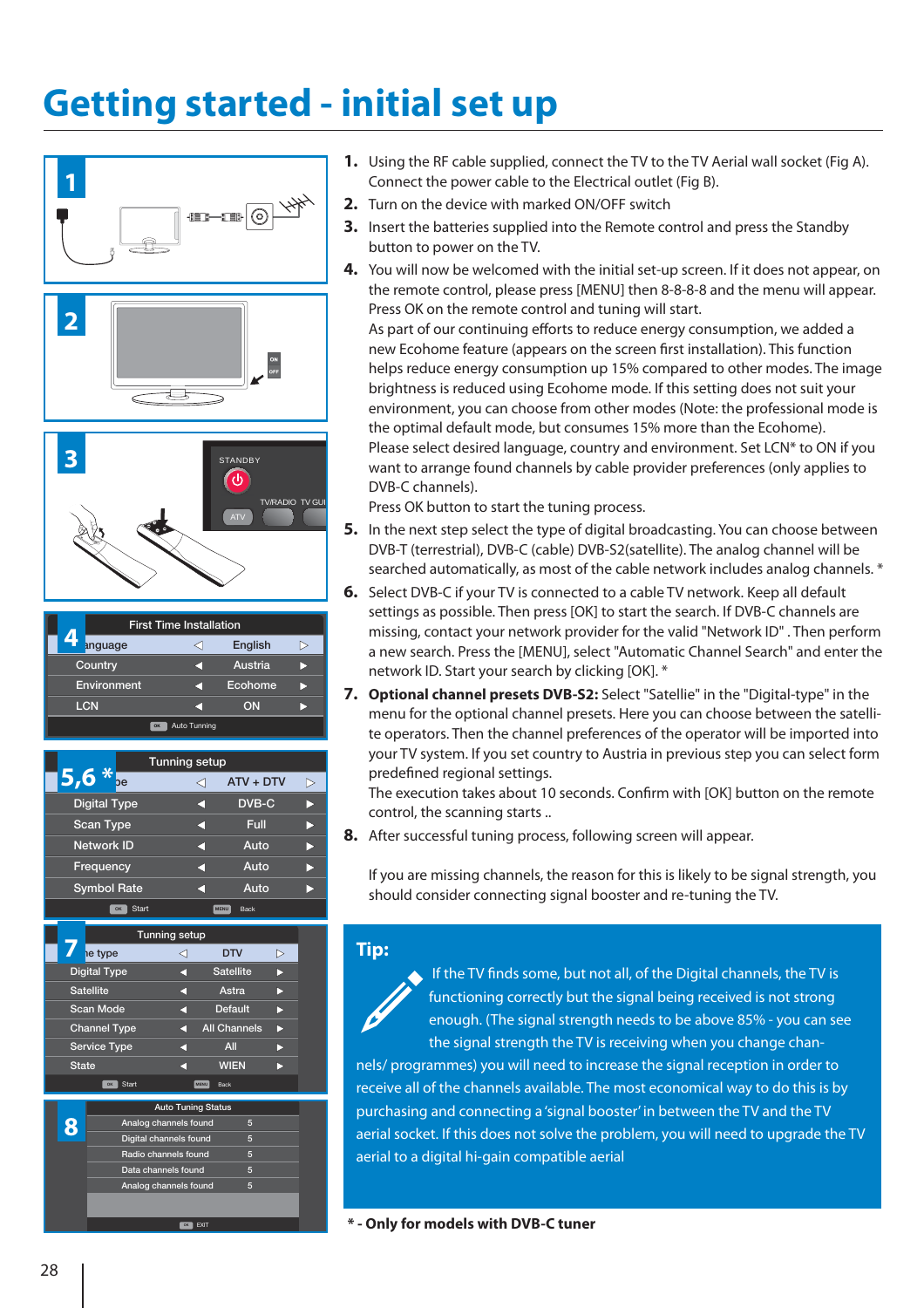# Getting started - initial set up

1. Using the RF cable supplied, connect the TV to the TV Aerial wall socket (Fig A). Connect the power cable to the Electrical outlet (Fig B).
2. Turn on the device with marked ON/OFF switch
3. Insert the batteries supplied into the Remote control and press the Standby button to power on the TV.
4. You will now be welcomed with the initial set-up screen. If it does not appear, on the remote control, please press [MENU] then 8-8-8-8 and the menu will appear. Press OK on the remote control and tuning will start.
   As part of our continuing efforts to reduce energy consumption, we added a new Ecohome feature (appears on the screen first installation). This function helps reduce energy consumption up 15% compared to other modes. The image brightness is reduced using Ecohome mode. If this setting does not suit your environment, you can choose from other modes (Note: the professional mode is the optimal default mode, but consumes 15% more than the Ecohome).
   Please select desired language, country and environment. Set LCN* to ON if you want to arrange found channels by cable provider preferences (only applies to DVB-C channels).
   Press OK button to start the tuning process.
5. In the next step select the type of digital broadcasting. You can choose between DVB-T (terrestrial), DVB-C (cable) DVB-S2(satellite). The analog channel will be searched automatically, as most of the cable network includes analog channels. *
6. Select DVB-C if your TV is connected to a cable TV network. Keep all default settings as possible. Then press [OK] to start the search. If DVB-C channels are missing, contact your network provider for the valid "Network ID" . Then perform a new search. Press the [MENU], select "Automatic Channel Search" and enter the network ID. Start your search by clicking [OK]. *
7. **Optional channel presets DVB-S2:** Select "Satellie" in the "Digital-type" in the menu for the optional channel presets. Here you can choose between the satellite operators. Then the channel preferences of the operator will be imported into your TV system. If you set country to Austria in previous step you can select form predefined regional settings.
   The execution takes about 10 seconds. Confirm with [OK] button on the remote control, the scanning starts ..
8. After successful tuning process, following screen will appear.

If you are missing channels, the reason for this is likely to be signal strength, you should consider connecting signal booster and re-tuning the TV.

**Tip:**

If the TV finds some, but not all, of the Digital channels, the TV is functioning correctly but the signal being received is not strong enough. (The signal strength needs to be above 85% - you can see the signal strength the TV is receiving when you change channels/ programmes) you will need to increase the signal reception in order to receive all of the channels available. The most economical way to do this is by purchasing and connecting a 'signal booster' in between the TV and the TV aerial socket. If this does not solve the problem, you will need to upgrade the TV aerial to a digital hi-gain compatible aerial

**\* - Only for models with DVB-C tuner**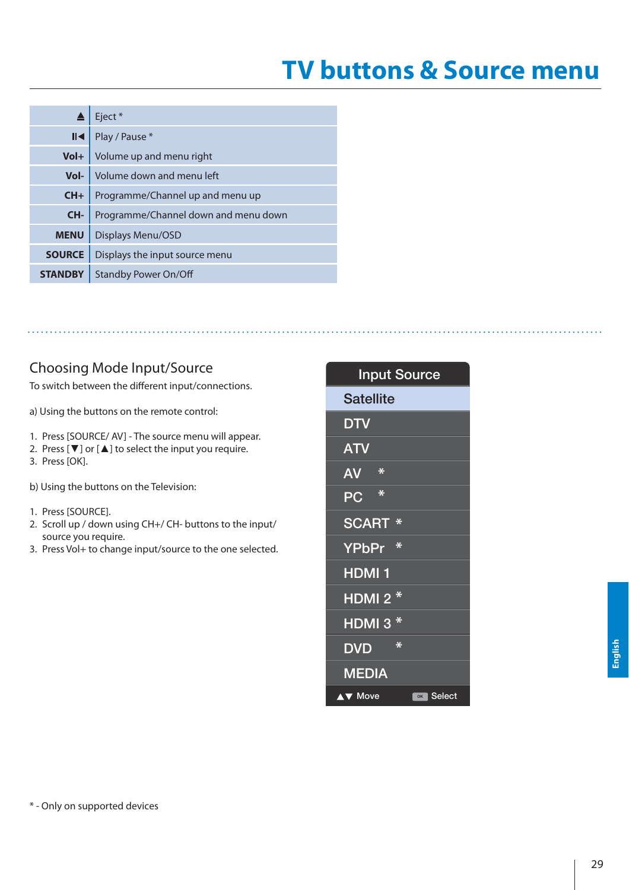# TV buttons & Source menu

| | |
|---|---|
| ▲ | Eject * |
| II◀ | Play / Pause * |
| **Vol+** | Volume up and menu right |
| **Vol-** | Volume down and menu left |
| **CH+** | Programme/Channel up and menu up |
| **CH-** | Programme/Channel down and menu down |
| **MENU** | Displays Menu/OSD |
| **SOURCE** | Displays the input source menu |
| **STANDBY** | Standby Power On/Off |

## Choosing Mode Input/Source

To switch between the different input/connections.

a) Using the buttons on the remote control:

1. Press [SOURCE/ AV] - The source menu will appear.
2. Press [▼] or [▲] to select the input you require.
3. Press [OK].

b) Using the buttons on the Television:

1. Press [SOURCE].
2. Scroll up / down using CH+/ CH- buttons to the input/ source you require.
3. Press Vol+ to change input/source to the one selected.

| Input Source |
|---|
| Satellite |
| DTV |
| ATV |
| AV * |
| PC * |
| SCART * |
| YPbPr * |
| HDMI 1 |
| HDMI 2 * |
| HDMI 3 * |
| DVD * |
| MEDIA |
| ▲▼ Move    OK Select |

* - Only on supported devices

English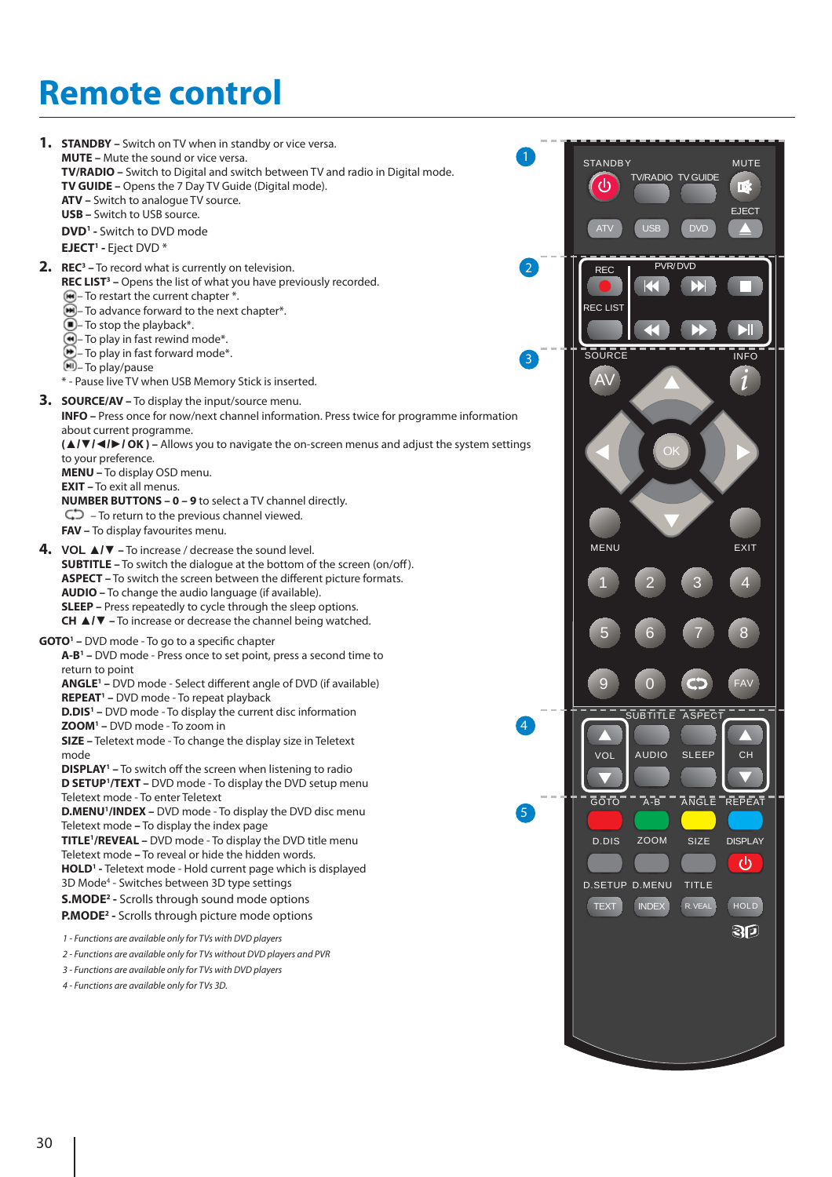# Remote control

1. **STANDBY –** Switch on TV when in standby or vice versa.
   **MUTE –** Mute the sound or vice versa.
   **TV/RADIO –** Switch to Digital and switch between TV and radio in Digital mode.
   **TV GUIDE –** Opens the 7 Day TV Guide (Digital mode).
   **ATV –** Switch to analogue TV source.
   **USB –** Switch to USB source.
   **DVD**[1] - Switch to DVD mode
   **EJECT**[1] - Eject DVD *

2. **REC**[3] – To record what is currently on television.
   **REC LIST**[3] – Opens the list of what you have previously recorded.
   – To restart the current chapter *.
   – To advance forward to the next chapter*.
   – To stop the playback*.
   – To play in fast rewind mode*.
   – To play in fast forward mode*.
   – To play/pause
   * - Pause live TV when USB Memory Stick is inserted.

3. **SOURCE/AV –** To display the input/source menu.
   **INFO –** Press once for now/next channel information. Press twice for programme information about current programme.
   **( ▲/▼/◄/►/ OK ) –** Allows you to navigate the on-screen menus and adjust the system settings to your preference.
   **MENU –** To display OSD menu.
   **EXIT –** To exit all menus.
   **NUMBER BUTTONS – 0 – 9** to select a TV channel directly.
   – To return to the previous channel viewed.
   **FAV –** To display favourites menu.

4. **VOL ▲/▼ –** To increase / decrease the sound level.
   **SUBTITLE –** To switch the dialogue at the bottom of the screen (on/off).
   **ASPECT –** To switch the screen between the different picture formats.
   **AUDIO –** To change the audio language (if available).
   **SLEEP –** Press repeatedly to cycle through the sleep options.
   **CH ▲/▼ –** To increase or decrease the channel being watched.

**GOTO**[1] – DVD mode - To go to a specific chapter
**A-B**[1] – DVD mode - Press once to set point, press a second time to return to point
**ANGLE**[1] – DVD mode - Select different angle of DVD (if available)
**REPEAT**[1] – DVD mode - To repeat playback
**D.DIS**[1] – DVD mode - To display the current disc information
**ZOOM**[1] – DVD mode - To zoom in
**SIZE –** Teletext mode - To change the display size in Teletext mode
**DISPLAY**[1] – To switch off the screen when listening to radio
**D SETUP**[1]**/TEXT –** DVD mode - To display the DVD setup menu
Teletext mode - To enter Teletext
**D.MENU**[1]**/INDEX –** DVD mode - To display the DVD disc menu
Teletext mode **–** To display the index page
**TITLE**[1]**/REVEAL –** DVD mode - To display the DVD title menu
Teletext mode **–** To reveal or hide the hidden words.
**HOLD**[1] - Teletext mode - Hold current page which is displayed
3D Mode[4] - Switches between 3D type settings
**S.MODE**[2] - Scrolls through sound mode options
**P.MODE**[2] - Scrolls through picture mode options

*1 - Functions are available only for TVs with DVD players*
*2 - Functions are available only for TVs without DVD players and PVR*
*3 - Functions are available only for TVs with DVD players*
*4 - Functions are available only for TVs 3D.*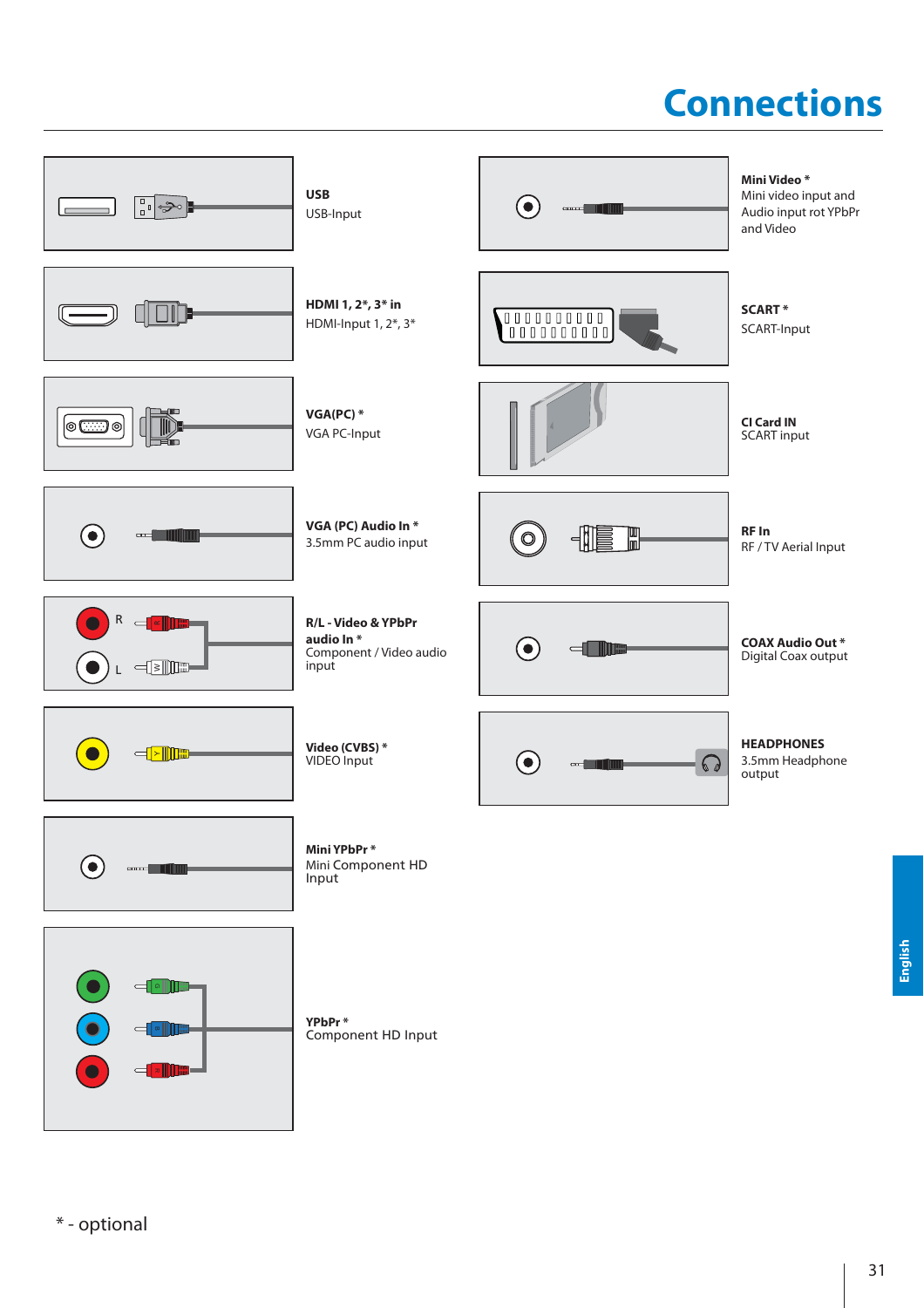# Connections

**USB**
USB-Input

**HDMI 1, 2*, 3* in**
HDMI-Input 1, 2*, 3*

**VGA(PC) ***
VGA PC-Input

**VGA (PC) Audio In ***
3.5mm PC audio input

**R/L - Video & YPbPr audio In ***
Component / Video audio input

**Video (CVBS) ***
VIDEO Input

**Mini YPbPr ***
Mini Component HD Input

**YPbPr ***
Component HD Input

**Mini Video ***
Mini video input and Audio input rot YPbPr and Video

**SCART ***
SCART-Input

**CI Card IN**
SCART input

**RF In**
RF / TV Aerial Input

**COAX Audio Out ***
Digital Coax output

**HEADPHONES**
3.5mm Headphone output

* - optional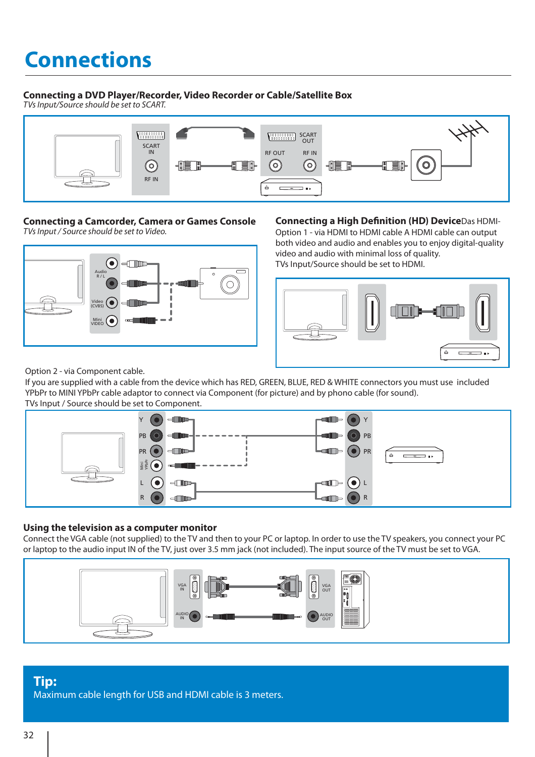# Connections

### Connecting a DVD Player/Recorder, Video Recorder or Cable/Satellite Box

*TVs Input/Source should be set to SCART.*

SCART IN

RF IN

SCART OUT

RF OUT

RF IN

### Connecting a Camcorder, Camera or Games Console

*TVs Input / Source should be set to Video.*

Audio R / L

Video (CVBS)

Mini VIDEO

### Connecting a High Definition (HD) Device

Das HDMI-Option 1 - via HDMI to HDMI cable A HDMI cable can output both video and audio and enables you to enjoy digital-quality video and audio with minimal loss of quality.

TVs Input/Source should be set to HDMI.

Option 2 - via Component cable.

If you are supplied with a cable from the device which has RED, GREEN, BLUE, RED & WHITE connectors you must use included YPbPr to MINI YPbPr cable adaptor to connect via Component (for picture) and by phono cable (for sound).

TVs Input / Source should be set to Component.

Y PB PR Mini YPbPr L R

Y PB PR L R

### Using the television as a computer monitor

Connect the VGA cable (not supplied) to the TV and then to your PC or laptop. In order to use the TV speakers, you connect your PC or laptop to the audio input IN of the TV, just over 3.5 mm jack (not included). The input source of the TV must be set to VGA.

VGA IN

AUDIO IN

VGA OUT

AUDIO OUT

**Tip:**

Maximum cable length for USB and HDMI cable is 3 meters.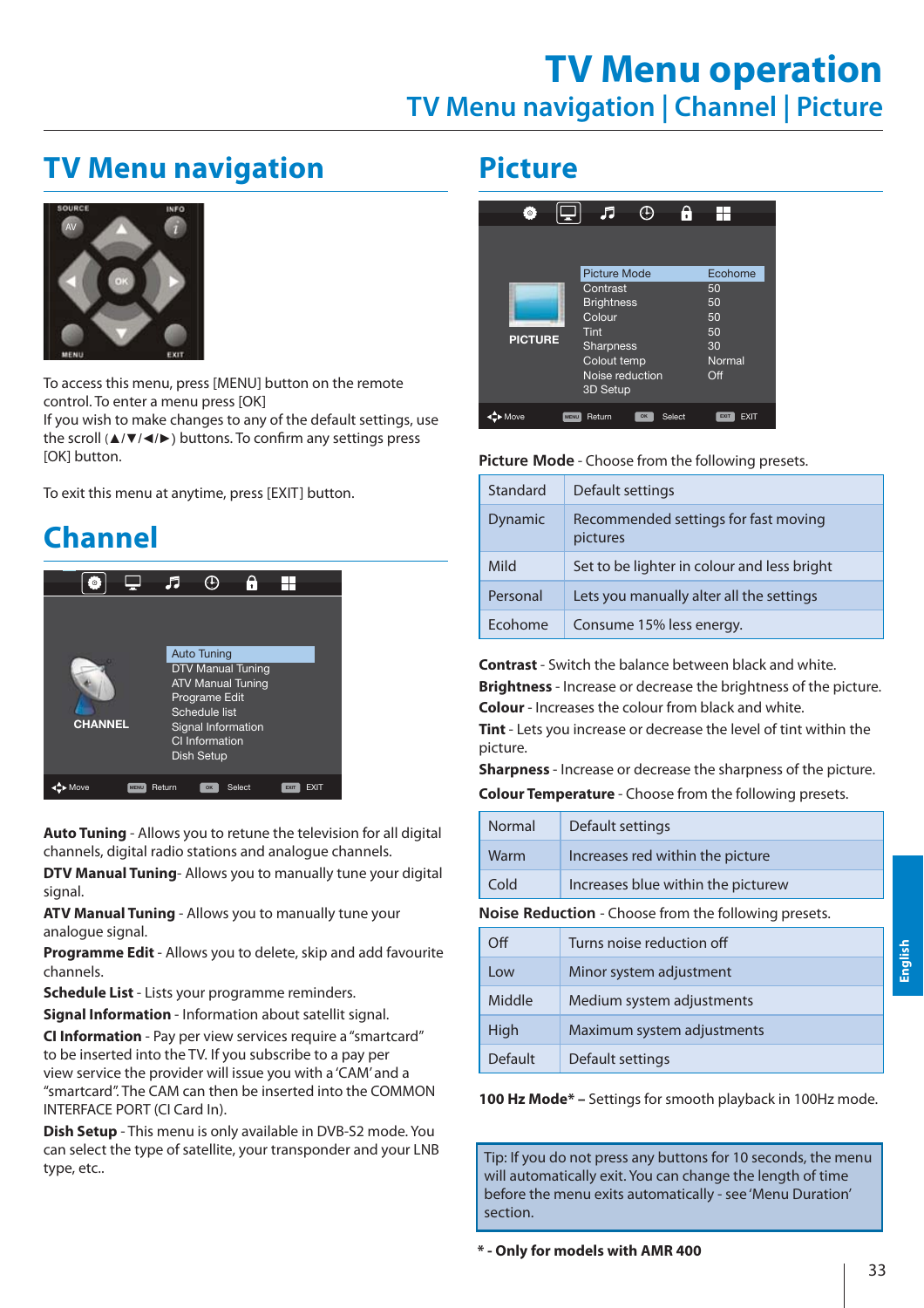# TV Menu operation

## TV Menu navigation | Channel | Picture

## TV Menu navigation

To access this menu, press [MENU] button on the remote control. To enter a menu press [OK]
If you wish to make changes to any of the default settings, use the scroll (▲/▼/◄/►) buttons. To confirm any settings press [OK] button.

To exit this menu at anytime, press [EXIT] button.

## Channel

**Auto Tuning** - Allows you to retune the television for all digital channels, digital radio stations and analogue channels.
**DTV Manual Tuning**- Allows you to manually tune your digital signal.
**ATV Manual Tuning** - Allows you to manually tune your analogue signal.
**Programme Edit** - Allows you to delete, skip and add favourite channels.
**Schedule List** - Lists your programme reminders.
**Signal Information** - Information about satellit signal.
**CI Information** - Pay per view services require a "smartcard" to be inserted into the TV. If you subscribe to a pay per view service the provider will issue you with a 'CAM' and a "smartcard". The CAM can then be inserted into the COMMON INTERFACE PORT (CI Card In).
**Dish Setup** - This menu is only available in DVB-S2 mode. You can select the type of satellite, your transponder and your LNB type, etc..

## Picture

**Picture Mode** - Choose from the following presets.

| | |
|---|---|
| Standard | Default settings |
| Dynamic | Recommended settings for fast moving pictures |
| Mild | Set to be lighter in colour and less bright |
| Personal | Lets you manually alter all the settings |
| Ecohome | Consume 15% less energy. |

**Contrast** - Switch the balance between black and white.
**Brightness** - Increase or decrease the brightness of the picture.
**Colour** - Increases the colour from black and white.
**Tint** - Lets you increase or decrease the level of tint within the picture.
**Sharpness** - Increase or decrease the sharpness of the picture.
**Colour Temperature** - Choose from the following presets.

| | |
|---|---|
| Normal | Default settings |
| Warm | Increases red within the picture |
| Cold | Increases blue within the picturew |

**Noise Reduction** - Choose from the following presets.

| | |
|---|---|
| Off | Turns noise reduction off |
| Low | Minor system adjustment |
| Middle | Medium system adjustments |
| High | Maximum system adjustments |
| Default | Default settings |

**100 Hz Mode*** – Settings for smooth playback in 100Hz mode.

Tip: If you do not press any buttons for 10 seconds, the menu will automatically exit. You can change the length of time before the menu exits automatically - see 'Menu Duration' section.

**\* - Only for models with AMR 400**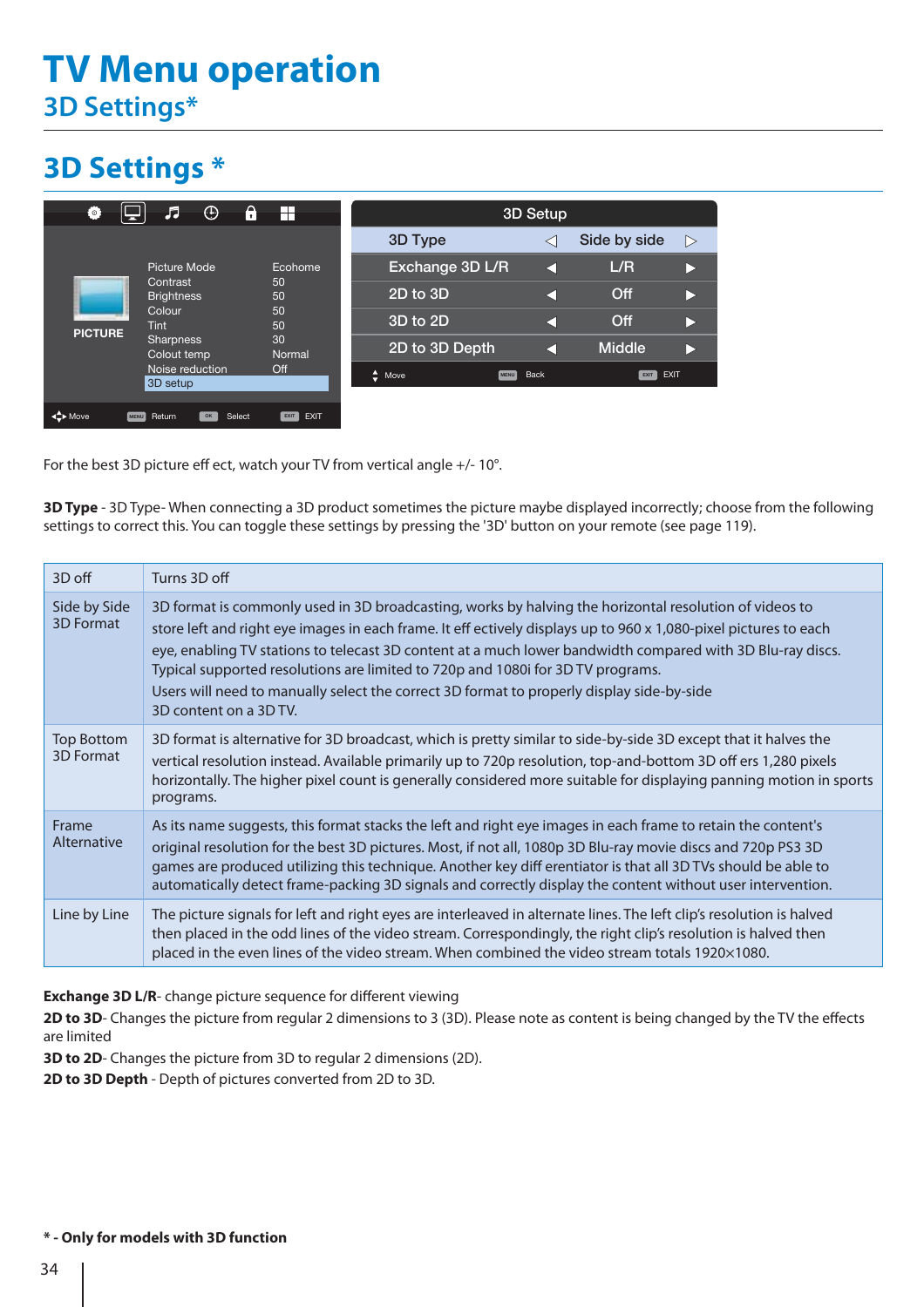# TV Menu operation

## 3D Settings*

## 3D Settings *

| 3D Setup | | |
|---|---|---|
| 3D Type | ◁ Side by side ▷ | |
| Exchange 3D L/R | ◀ L/R ▶ | |
| 2D to 3D | ◀ Off ▶ | |
| 3D to 2D | ◀ Off ▶ | |
| 2D to 3D Depth | ◀ Middle ▶ | |

| PICTURE | |
|---|---|
| Picture Mode | Ecohome |
| Contrast | 50 |
| Brightness | 50 |
| Colour | 50 |
| Tint | 50 |
| Sharpness | 30 |
| Colout temp | Normal |
| Noise reduction | Off |
| 3D setup | |

For the best 3D picture eff ect, watch your TV from vertical angle +/- 10°.

**3D Type** - 3D Type- When connecting a 3D product sometimes the picture maybe displayed incorrectly; choose from the following settings to correct this. You can toggle these settings by pressing the '3D' button on your remote (see page 119).

| | |
|---|---|
| 3D off | Turns 3D off |
| Side by Side 3D Format | 3D format is commonly used in 3D broadcasting, works by halving the horizontal resolution of videos to store left and right eye images in each frame. It eff ectively displays up to 960 x 1,080-pixel pictures to each eye, enabling TV stations to telecast 3D content at a much lower bandwidth compared with 3D Blu-ray discs. Typical supported resolutions are limited to 720p and 1080i for 3D TV programs. Users will need to manually select the correct 3D format to properly display side-by-side 3D content on a 3D TV. |
| Top Bottom 3D Format | 3D format is alternative for 3D broadcast, which is pretty similar to side-by-side 3D except that it halves the vertical resolution instead. Available primarily up to 720p resolution, top-and-bottom 3D off ers 1,280 pixels horizontally. The higher pixel count is generally considered more suitable for displaying panning motion in sports programs. |
| Frame Alternative | As its name suggests, this format stacks the left and right eye images in each frame to retain the content's original resolution for the best 3D pictures. Most, if not all, 1080p 3D Blu-ray movie discs and 720p PS3 3D games are produced utilizing this technique. Another key diff erentiator is that all 3D TVs should be able to automatically detect frame-packing 3D signals and correctly display the content without user intervention. |
| Line by Line | The picture signals for left and right eyes are interleaved in alternate lines. The left clip's resolution is halved then placed in the odd lines of the video stream. Correspondingly, the right clip's resolution is halved then placed in the even lines of the video stream. When combined the video stream totals 1920×1080. |

**Exchange 3D L/R**- change picture sequence for different viewing

**2D to 3D**- Changes the picture from regular 2 dimensions to 3 (3D). Please note as content is being changed by the TV the effects are limited

**3D to 2D**- Changes the picture from 3D to regular 2 dimensions (2D).

**2D to 3D Depth** - Depth of pictures converted from 2D to 3D.

**\* - Only for models with 3D function**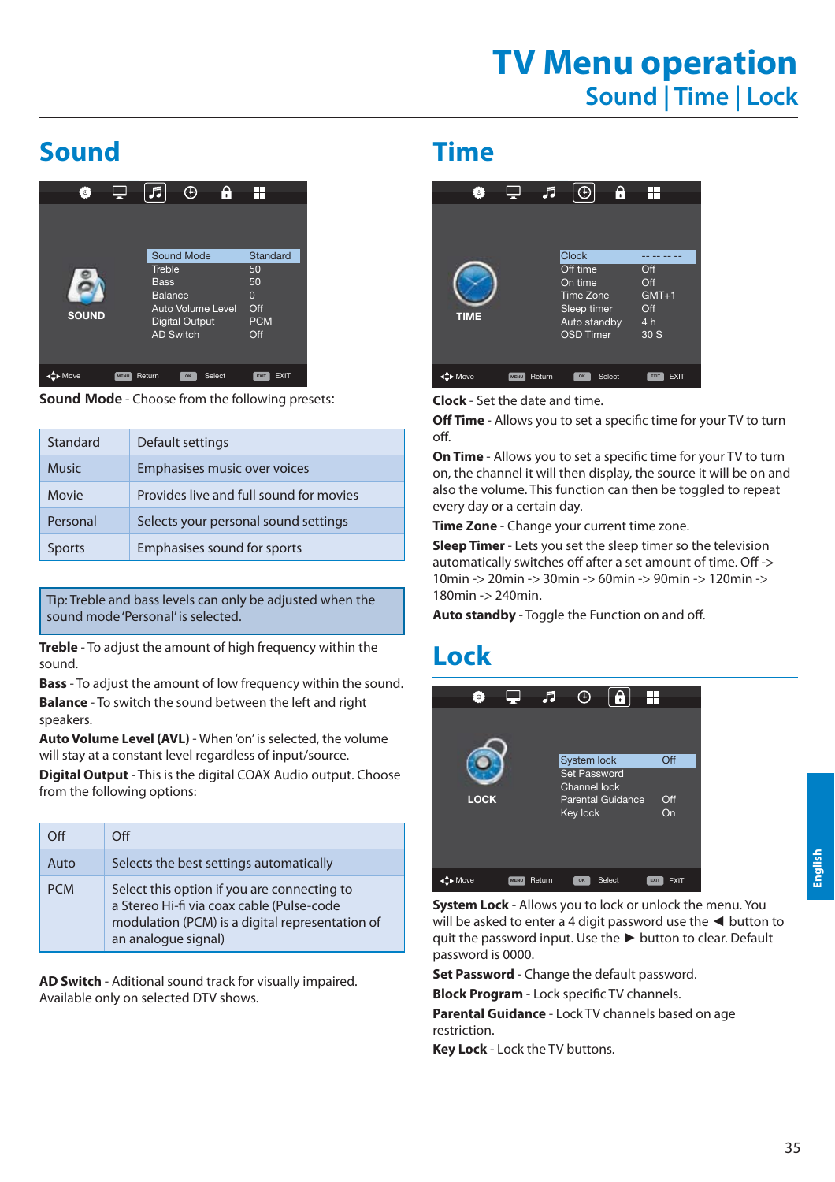# TV Menu operation

## Sound | Time | Lock

## Sound

SOUND

| | |
|---|---|
| Sound Mode | Standard |
| Treble | 50 |
| Bass | 50 |
| Balance | 0 |
| Auto Volume Level | Off |
| Digital Output | PCM |
| AD Switch | Off |

Move · MENU Return · OK Select · EXIT EXIT

**Sound Mode** - Choose from the following presets:

| | |
|---|---|
| Standard | Default settings |
| Music | Emphasises music over voices |
| Movie | Provides live and full sound for movies |
| Personal | Selects your personal sound settings |
| Sports | Emphasises sound for sports |

Tip: Treble and bass levels can only be adjusted when the sound mode 'Personal' is selected.

**Treble** - To adjust the amount of high frequency within the sound.

**Bass** - To adjust the amount of low frequency within the sound.

**Balance** - To switch the sound between the left and right speakers.

**Auto Volume Level (AVL)** - When 'on' is selected, the volume will stay at a constant level regardless of input/source.

**Digital Output** - This is the digital COAX Audio output. Choose from the following options:

| | |
|---|---|
| Off | Off |
| Auto | Selects the best settings automatically |
| PCM | Select this option if you are connecting to a Stereo Hi-fi via coax cable (Pulse-code modulation (PCM) is a digital representation of an analogue signal) |

**AD Switch** - Aditional sound track for visually impaired. Available only on selected DTV shows.

## Time

TIME

| | |
|---|---|
| Clock | -- -- -- -- |
| Off time | Off |
| On time | Off |
| Time Zone | GMT+1 |
| Sleep timer | Off |
| Auto standby | 4 h |
| OSD Timer | 30 S |

Move · MENU Return · OK Select · EXIT EXIT

**Clock** - Set the date and time.

**Off Time** - Allows you to set a specific time for your TV to turn off.

**On Time** - Allows you to set a specific time for your TV to turn on, the channel it will then display, the source it will be on and also the volume. This function can then be toggled to repeat every day or a certain day.

**Time Zone** - Change your current time zone.

**Sleep Timer** - Lets you set the sleep timer so the television automatically switches off after a set amount of time. Off -> 10min -> 20min -> 30min -> 60min -> 90min -> 120min -> 180min -> 240min.

**Auto standby** - Toggle the Function on and off.

## Lock

LOCK

| | |
|---|---|
| System lock | Off |
| Set Password | |
| Channel lock | |
| Parental Guidance | Off |
| Key lock | On |

Move · MENU Return · OK Select · EXIT EXIT

**System Lock** - Allows you to lock or unlock the menu. You will be asked to enter a 4 digit password use the ◄ button to quit the password input. Use the ► button to clear. Default password is 0000.

**Set Password** - Change the default password.

**Block Program** - Lock specific TV channels.

**Parental Guidance** - Lock TV channels based on age restriction.

**Key Lock** - Lock the TV buttons.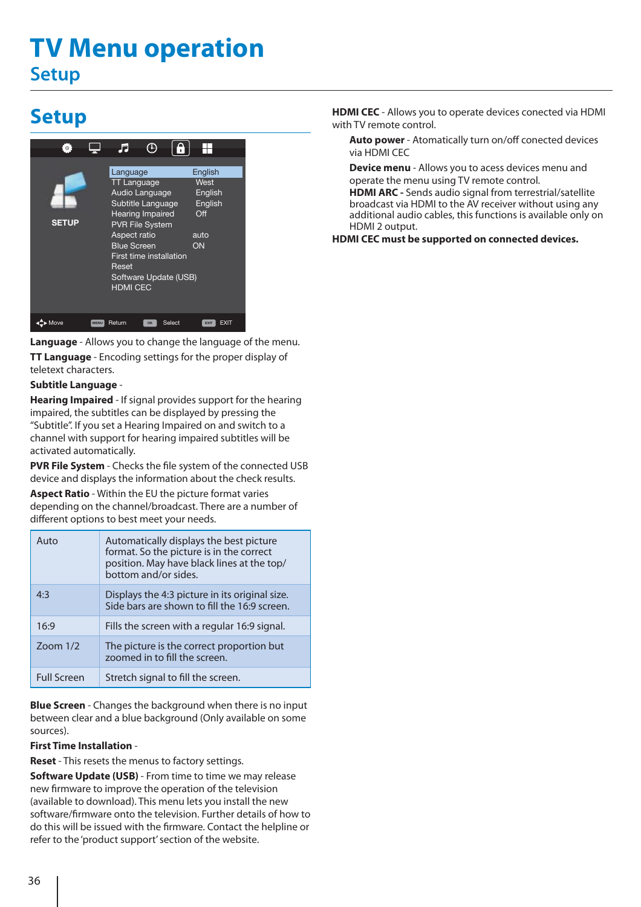# TV Menu operation

## Setup

## Setup

| | |
|---|---|
| Language | English |
| TT Language | West |
| Audio Language | English |
| Subtitle Language | English |
| Hearing Impaired | Off |
| PVR File System | |
| Aspect ratio | auto |
| Blue Screen | ON |
| First time installation | |
| Reset | |
| Software Update (USB) | |
| HDMI CEC | |

SETUP

Move   MENU Return   OK Select   EXIT EXIT

**Language** - Allows you to change the language of the menu.

**TT Language** - Encoding settings for the proper display of teletext characters.

**Subtitle Language** -

**Hearing Impaired** - If signal provides support for the hearing impaired, the subtitles can be displayed by pressing the "Subtitle". If you set a Hearing Impaired on and switch to a channel with support for hearing impaired subtitles will be activated automatically.

**PVR File System** - Checks the file system of the connected USB device and displays the information about the check results.

**Aspect Ratio** - Within the EU the picture format varies depending on the channel/broadcast. There are a number of different options to best meet your needs.

| | |
|---|---|
| Auto | Automatically displays the best picture format. So the picture is in the correct position. May have black lines at the top/ bottom and/or sides. |
| 4:3 | Displays the 4:3 picture in its original size. Side bars are shown to fill the 16:9 screen. |
| 16:9 | Fills the screen with a regular 16:9 signal. |
| Zoom 1/2 | The picture is the correct proportion but zoomed in to fill the screen. |
| Full Screen | Stretch signal to fill the screen. |

**Blue Screen** - Changes the background when there is no input between clear and a blue background (Only available on some sources).

**First Time Installation** -

**Reset** - This resets the menus to factory settings.

**Software Update (USB)** - From time to time we may release new firmware to improve the operation of the television (available to download). This menu lets you install the new software/firmware onto the television. Further details of how to do this will be issued with the firmware. Contact the helpline or refer to the 'product support' section of the website.

**HDMI CEC** - Allows you to operate devices conected via HDMI with TV remote control.

**Auto power** - Atomatically turn on/off conected devices via HDMI CEC

**Device menu** - Allows you to acess devices menu and operate the menu using TV remote control.

**HDMI ARC -** Sends audio signal from terrestrial/satellite broadcast via HDMI to the AV receiver without using any additional audio cables, this functions is available only on HDMI 2 output.

**HDMI CEC must be supported on connected devices.**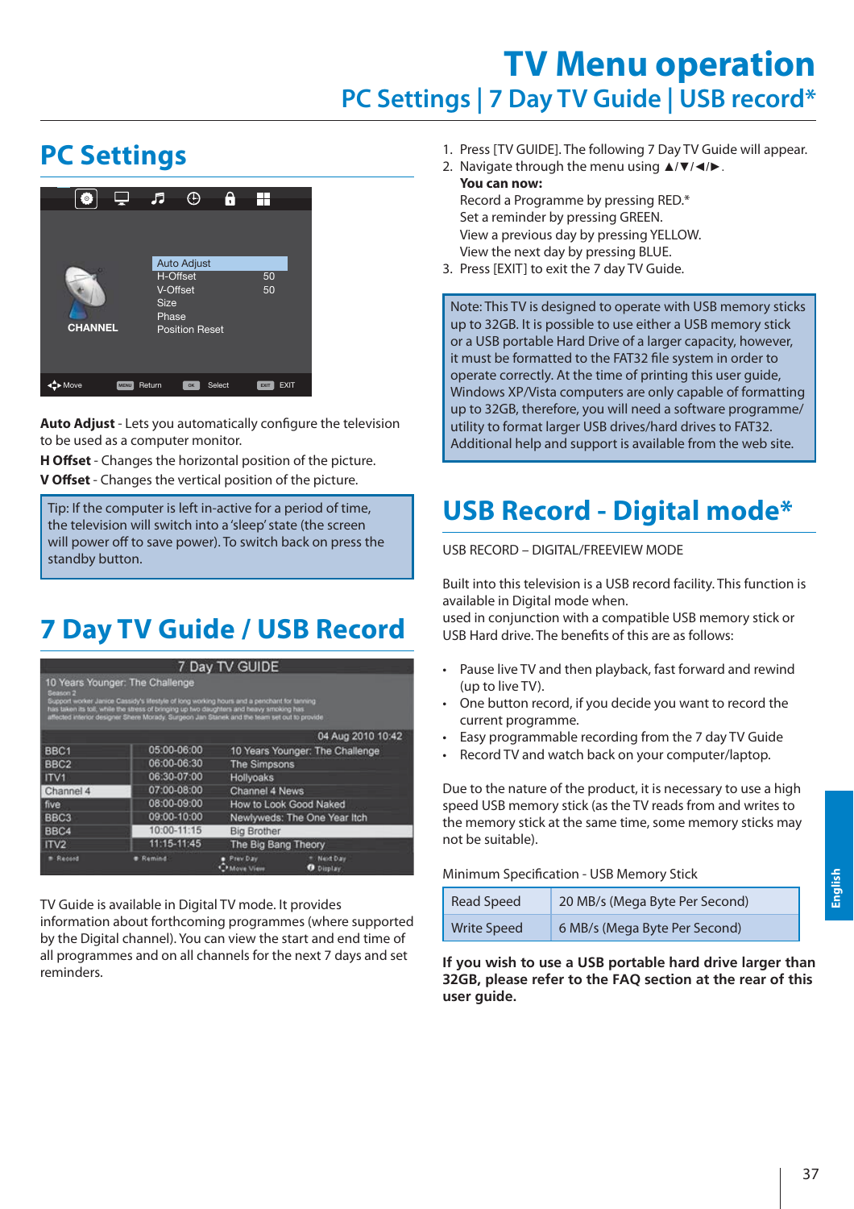# TV Menu operation

## PC Settings | 7 Day TV Guide | USB record*

## PC Settings

**Auto Adjust** - Lets you automatically configure the television to be used as a computer monitor.
**H Offset** - Changes the horizontal position of the picture.
**V Offset** - Changes the vertical position of the picture.

Tip: If the computer is left in-active for a period of time, the television will switch into a 'sleep' state (the screen will power off to save power). To switch back on press the standby button.

## 7 Day TV Guide / USB Record

TV Guide is available in Digital TV mode. It provides information about forthcoming programmes (where supported by the Digital channel). You can view the start and end time of all programmes and on all channels for the next 7 days and set reminders.

1. Press [TV GUIDE]. The following 7 Day TV Guide will appear.
2. Navigate through the menu using ▲/▼/◄/►.
   **You can now:**
   Record a Programme by pressing RED.*
   Set a reminder by pressing GREEN.
   View a previous day by pressing YELLOW.
   View the next day by pressing BLUE.
3. Press [EXIT] to exit the 7 day TV Guide.

Note: This TV is designed to operate with USB memory sticks up to 32GB. It is possible to use either a USB memory stick or a USB portable Hard Drive of a larger capacity, however, it must be formatted to the FAT32 file system in order to operate correctly. At the time of printing this user guide, Windows XP/Vista computers are only capable of formatting up to 32GB, therefore, you will need a software programme/utility to format larger USB drives/hard drives to FAT32. Additional help and support is available from the web site.

## USB Record - Digital mode*

USB RECORD – DIGITAL/FREEVIEW MODE

Built into this television is a USB record facility. This function is available in Digital mode when.
used in conjunction with a compatible USB memory stick or USB Hard drive. The benefits of this are as follows:

- Pause live TV and then playback, fast forward and rewind (up to live TV).
- One button record, if you decide you want to record the current programme.
- Easy programmable recording from the 7 day TV Guide
- Record TV and watch back on your computer/laptop.

Due to the nature of the product, it is necessary to use a high speed USB memory stick (as the TV reads from and writes to the memory stick at the same time, some memory sticks may not be suitable).

Minimum Specification - USB Memory Stick

| | |
|---|---|
| Read Speed | 20 MB/s (Mega Byte Per Second) |
| Write Speed | 6 MB/s (Mega Byte Per Second) |

**If you wish to use a USB portable hard drive larger than 32GB, please refer to the FAQ section at the rear of this user guide.**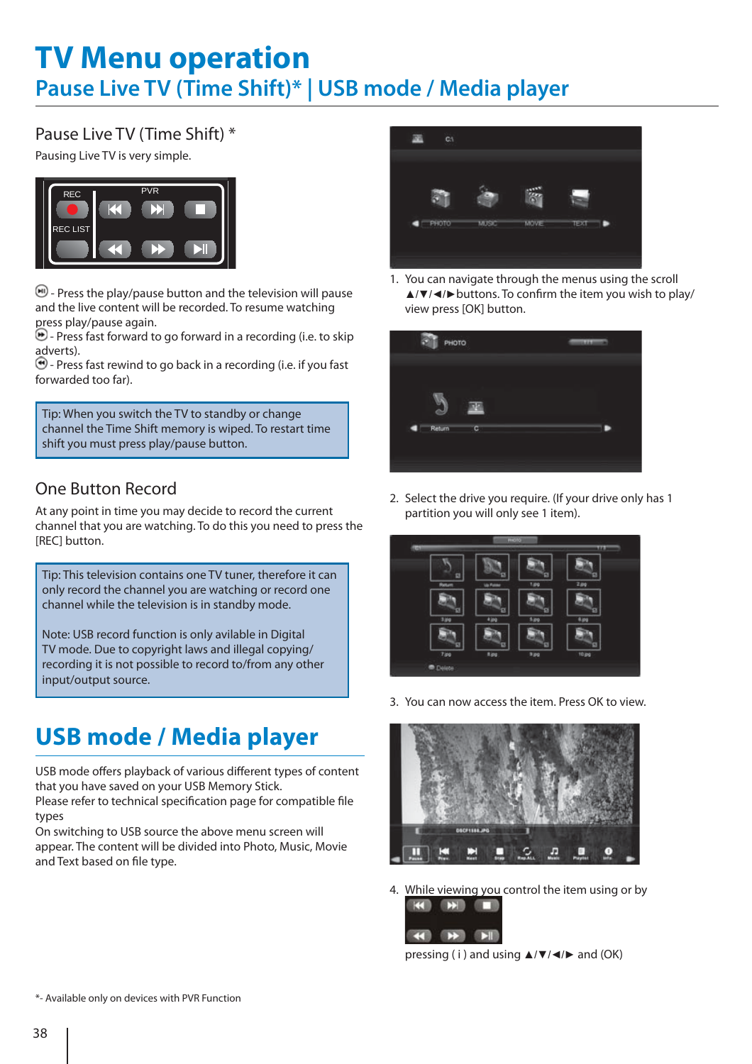# TV Menu operation

## Pause Live TV (Time Shift)* | USB mode / Media player

### Pause Live TV (Time Shift) *

Pausing Live TV is very simple.

- Press the play/pause button and the television will pause and the live content will be recorded. To resume watching press play/pause again.
- Press fast forward to go forward in a recording (i.e. to skip adverts).
- Press fast rewind to go back in a recording (i.e. if you fast forwarded too far).

Tip: When you switch the TV to standby or change channel the Time Shift memory is wiped. To restart time shift you must press play/pause button.

### One Button Record

At any point in time you may decide to record the current channel that you are watching. To do this you need to press the [REC] button.

Tip: This television contains one TV tuner, therefore it can only record the channel you are watching or record one channel while the television is in standby mode.

Note: USB record function is only avilable in Digital TV mode. Due to copyright laws and illegal copying/ recording it is not possible to record to/from any other input/output source.

## USB mode / Media player

USB mode offers playback of various different types of content that you have saved on your USB Memory Stick.
Please refer to technical specification page for compatible file types
On switching to USB source the above menu screen will appear. The content will be divided into Photo, Music, Movie and Text based on file type.

1. You can navigate through the menus using the scroll ▲/▼/◄/► buttons. To confirm the item you wish to play/ view press [OK] button.
2. Select the drive you require. (If your drive only has 1 partition you will only see 1 item).
3. You can now access the item. Press OK to view.
4. While viewing you control the item using or by pressing ( i ) and using ▲/▼/◄/► and (OK)

*- Available only on devices with PVR Function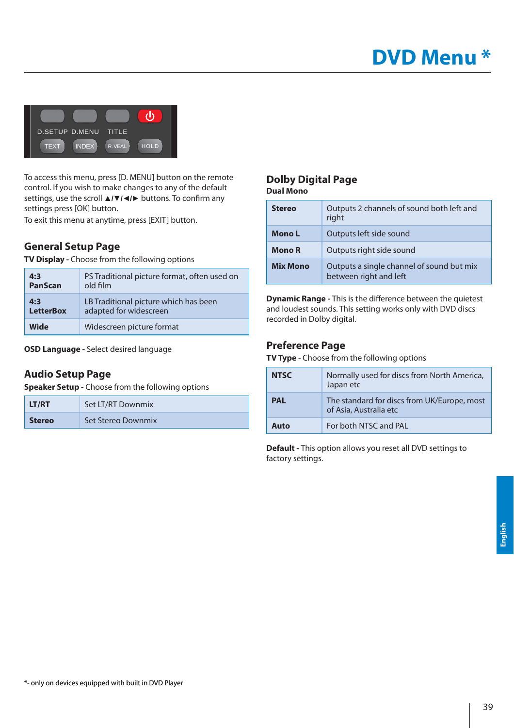# DVD Menu *

D.SETUP D.MENU TITLE

TEXT INDEX R.VEAL HOLD

To access this menu, press [D. MENU] button on the remote control. If you wish to make changes to any of the default settings, use the scroll ▲/▼/◄/► buttons. To confirm any settings press [OK] button.
To exit this menu at anytime, press [EXIT] button.

## General Setup Page

**TV Display -** Choose from the following options

| | |
|---|---|
| **4:3 PanScan** | PS Traditional picture format, often used on old film |
| **4:3 LetterBox** | LB Traditional picture which has been adapted for widescreen |
| **Wide** | Widescreen picture format |

**OSD Language -** Select desired language

## Audio Setup Page

**Speaker Setup -** Choose from the following options

| | |
|---|---|
| **LT/RT** | Set LT/RT Downmix |
| **Stereo** | Set Stereo Downmix |

## Dolby Digital Page

**Dual Mono**

| | |
|---|---|
| **Stereo** | Outputs 2 channels of sound both left and right |
| **Mono L** | Outputs left side sound |
| **Mono R** | Outputs right side sound |
| **Mix Mono** | Outputs a single channel of sound but mix between right and left |

**Dynamic Range -** This is the difference between the quietest and loudest sounds. This setting works only with DVD discs recorded in Dolby digital.

## Preference Page

**TV Type** - Choose from the following options

| | |
|---|---|
| **NTSC** | Normally used for discs from North America, Japan etc |
| **PAL** | The standard for discs from UK/Europe, most of Asia, Australia etc |
| **Auto** | For both NTSC and PAL |

**Default -** This option allows you reset all DVD settings to factory settings.

*- only on devices equipped with built in DVD Player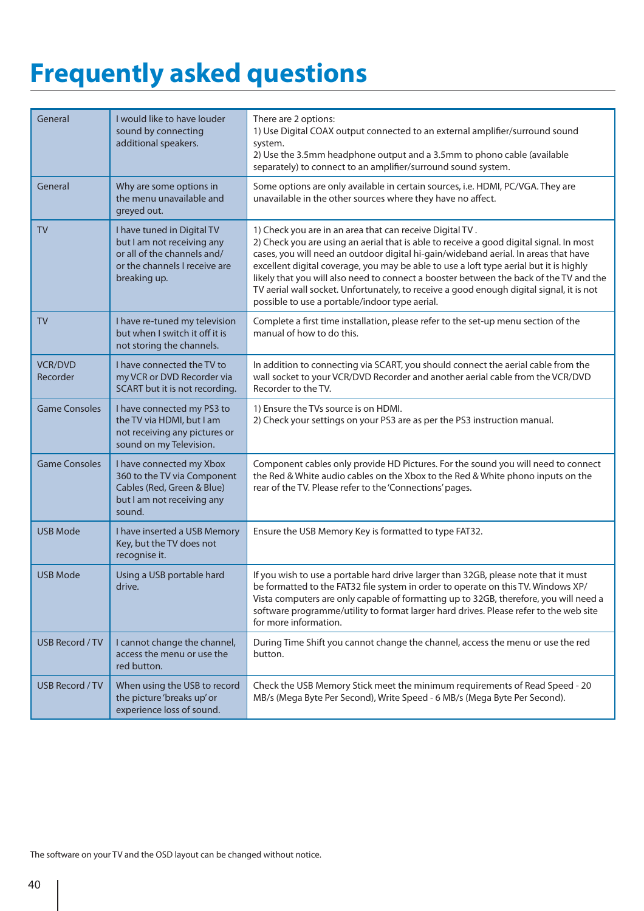# Frequently asked questions

| | | |
|---|---|---|
| General | I would like to have louder sound by connecting additional speakers. | There are 2 options:<br>1) Use Digital COAX output connected to an external amplifier/surround sound system.<br>2) Use the 3.5mm headphone output and a 3.5mm to phono cable (available separately) to connect to an amplifier/surround sound system. |
| General | Why are some options in the menu unavailable and greyed out. | Some options are only available in certain sources, i.e. HDMI, PC/VGA. They are unavailable in the other sources where they have no affect. |
| TV | I have tuned in Digital TV but I am not receiving any or all of the channels and/or the channels I receive are breaking up. | 1) Check you are in an area that can receive Digital TV .<br>2) Check you are using an aerial that is able to receive a good digital signal. In most cases, you will need an outdoor digital hi-gain/wideband aerial. In areas that have excellent digital coverage, you may be able to use a loft type aerial but it is highly likely that you will also need to connect a booster between the back of the TV and the TV aerial wall socket. Unfortunately, to receive a good enough digital signal, it is not possible to use a portable/indoor type aerial. |
| TV | I have re-tuned my television but when I switch it off it is not storing the channels. | Complete a first time installation, please refer to the set-up menu section of the manual of how to do this. |
| VCR/DVD Recorder | I have connected the TV to my VCR or DVD Recorder via SCART but it is not recording. | In addition to connecting via SCART, you should connect the aerial cable from the wall socket to your VCR/DVD Recorder and another aerial cable from the VCR/DVD Recorder to the TV. |
| Game Consoles | I have connected my PS3 to the TV via HDMI, but I am not receiving any pictures or sound on my Television. | 1) Ensure the TVs source is on HDMI.<br>2) Check your settings on your PS3 are as per the PS3 instruction manual. |
| Game Consoles | I have connected my Xbox 360 to the TV via Component Cables (Red, Green & Blue) but I am not receiving any sound. | Component cables only provide HD Pictures. For the sound you will need to connect the Red & White audio cables on the Xbox to the Red & White phono inputs on the rear of the TV. Please refer to the 'Connections' pages. |
| USB Mode | I have inserted a USB Memory Key, but the TV does not recognise it. | Ensure the USB Memory Key is formatted to type FAT32. |
| USB Mode | Using a USB portable hard drive. | If you wish to use a portable hard drive larger than 32GB, please note that it must be formatted to the FAT32 file system in order to operate on this TV. Windows XP/Vista computers are only capable of formatting up to 32GB, therefore, you will need a software programme/utility to format larger hard drives. Please refer to the web site for more information. |
| USB Record / TV | I cannot change the channel, access the menu or use the red button. | During Time Shift you cannot change the channel, access the menu or use the red button. |
| USB Record / TV | When using the USB to record the picture 'breaks up' or experience loss of sound. | Check the USB Memory Stick meet the minimum requirements of Read Speed - 20 MB/s (Mega Byte Per Second), Write Speed - 6 MB/s (Mega Byte Per Second). |

The software on your TV and the OSD layout can be changed without notice.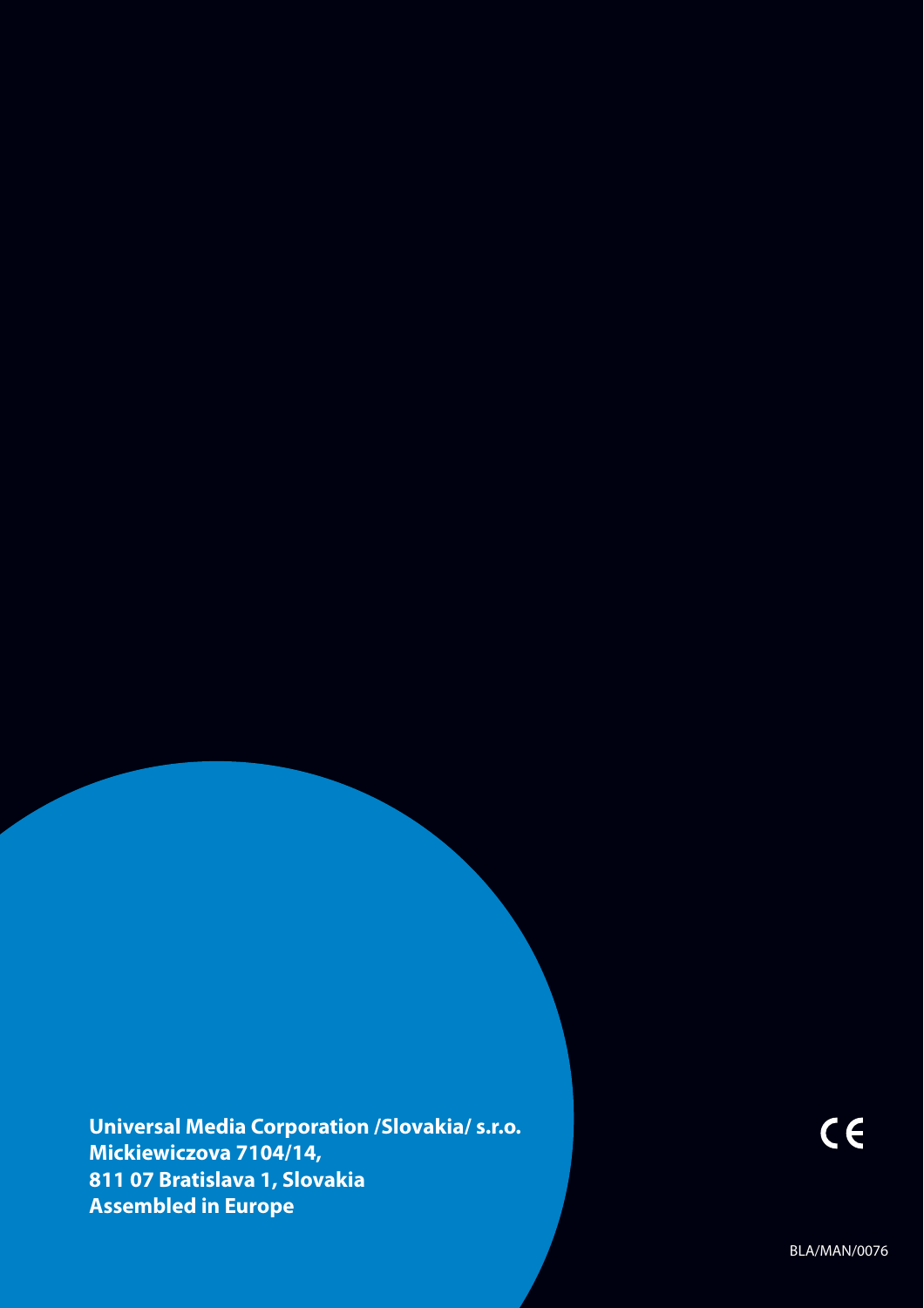**Universal Media Corporation /Slovakia/ s.r.o.**
**Mickiewiczova 7104/14,**
**811 07 Bratislava 1, Slovakia**
**Assembled in Europe**

CE

BLA/MAN/0076